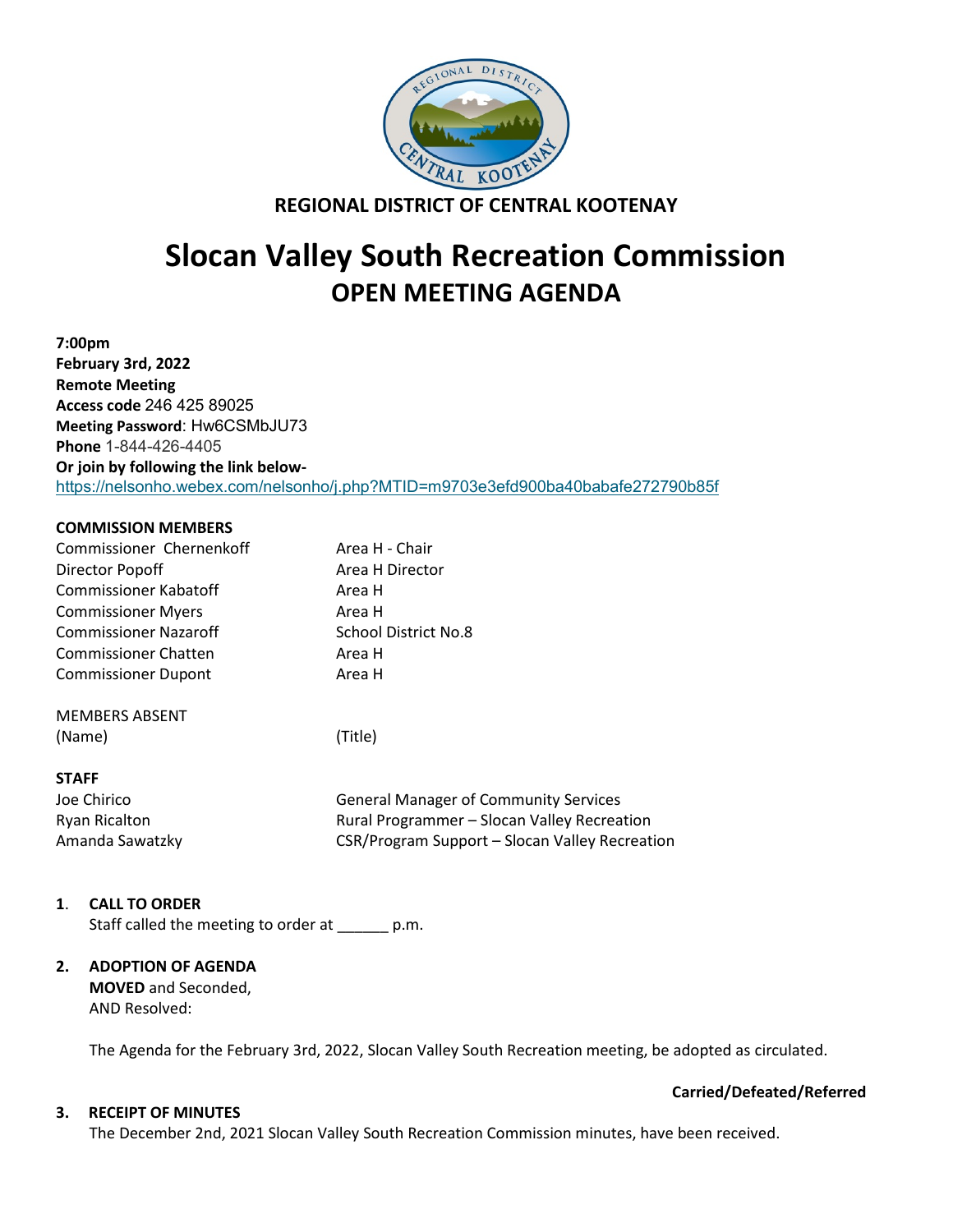REGIONAL DISTRICT OF CENTRAL KOOTENAY

# Slocan Valley South Recreation Commission

## OPEN MEETING AGENDA

**7:00pm**
**February 3rd, 2022**
**Remote Meeting**
**Access code** 246 425 89025
**Meeting Password**: Hw6CSMbJU73
**Phone** 1-844-426-4405
**Or join by following the link below-**
https://nelsonho.webex.com/nelsonho/j.php?MTID=m9703e3efd900ba40babafe272790b85f

**COMMISSION MEMBERS**

| | |
|---|---|
| Commissioner Chernenkoff | Area H - Chair |
| Director Popoff | Area H Director |
| Commissioner Kabatoff | Area H |
| Commissioner Myers | Area H |
| Commissioner Nazaroff | School District No.8 |
| Commissioner Chatten | Area H |
| Commissioner Dupont | Area H |

MEMBERS ABSENT

| | |
|---|---|
| (Name) | (Title) |

**STAFF**

| | |
|---|---|
| Joe Chirico | General Manager of Community Services |
| Ryan Ricalton | Rural Programmer – Slocan Valley Recreation |
| Amanda Sawatzky | CSR/Program Support – Slocan Valley Recreation |

**1. CALL TO ORDER**

Staff called the meeting to order at ______ p.m.

**2. ADOPTION OF AGENDA**

**MOVED** and Seconded,
AND Resolved:

The Agenda for the February 3rd, 2022, Slocan Valley South Recreation meeting, be adopted as circulated.

**Carried/Defeated/Referred**

**3. RECEIPT OF MINUTES**

The December 2nd, 2021 Slocan Valley South Recreation Commission minutes, have been received.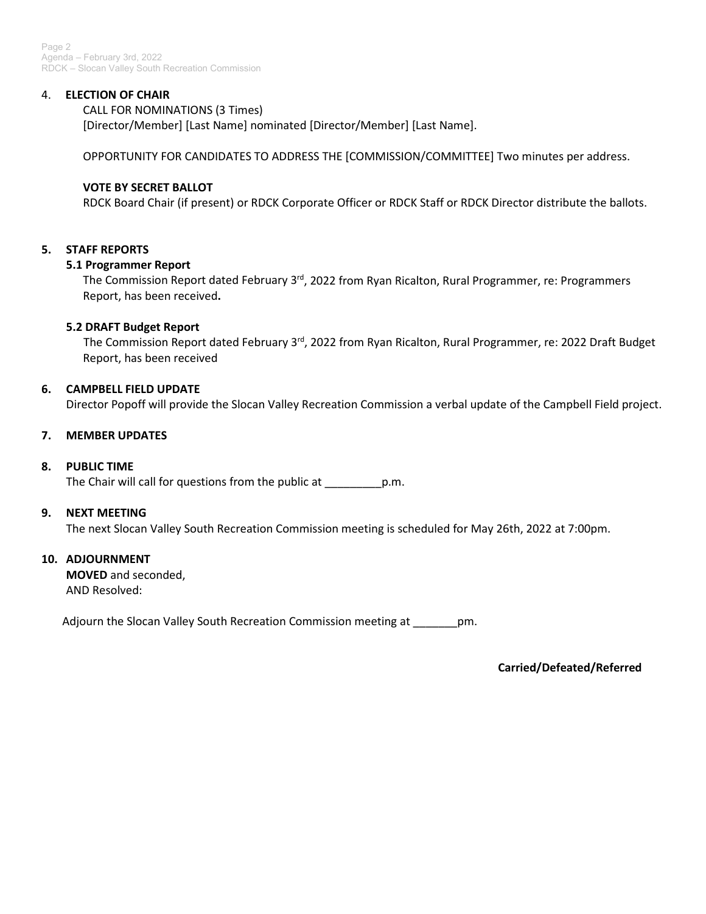## 4. ELECTION OF CHAIR

CALL FOR NOMINATIONS (3 Times)
[Director/Member] [Last Name] nominated [Director/Member] [Last Name].

OPPORTUNITY FOR CANDIDATES TO ADDRESS THE [COMMISSION/COMMITTEE] Two minutes per address.

**VOTE BY SECRET BALLOT**
RDCK Board Chair (if present) or RDCK Corporate Officer or RDCK Staff or RDCK Director distribute the ballots.

## 5. STAFF REPORTS

### 5.1 Programmer Report

The Commission Report dated February 3rd, 2022 from Ryan Ricalton, Rural Programmer, re: Programmers Report, has been received**.**

### 5.2 DRAFT Budget Report

The Commission Report dated February 3rd, 2022 from Ryan Ricalton, Rural Programmer, re: 2022 Draft Budget Report, has been received

## 6. CAMPBELL FIELD UPDATE

Director Popoff will provide the Slocan Valley Recreation Commission a verbal update of the Campbell Field project.

## 7. MEMBER UPDATES

## 8. PUBLIC TIME

The Chair will call for questions from the public at _________p.m.

## 9. NEXT MEETING

The next Slocan Valley South Recreation Commission meeting is scheduled for May 26th, 2022 at 7:00pm.

## 10. ADJOURNMENT

**MOVED** and seconded,
AND Resolved:

Adjourn the Slocan Valley South Recreation Commission meeting at _______pm.

**Carried/Defeated/Referred**